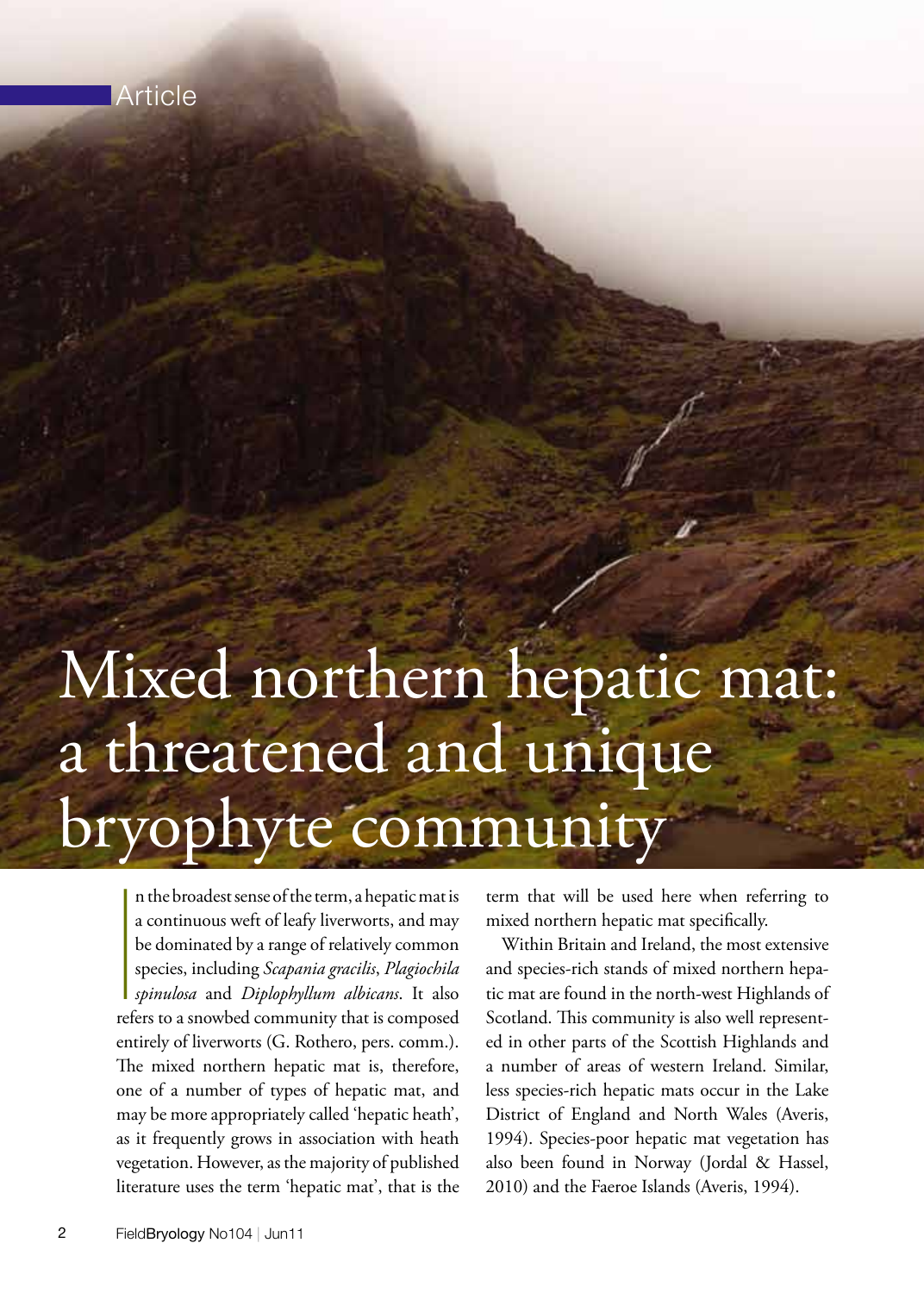Article

# Mixed northern hepatic mat: a threatened and unique bryophyte community

In the broadest sense of the term, a hepatic mat is a continuous weft of leafy liverworts, and may be dominated by a range of relatively common species, including *Scapania gracilis*, *Plagiochila spinulosa* and *Diplophyllum albicans*. It also refers to a snowbed community that is composed entirely of liverworts (G. Rothero, pers. comm.). The mixed northern hepatic mat is, therefore, one of a number of types of hepatic mat, and may be more appropriately called 'hepatic heath', as it frequently grows in association with heath vegetation. However, as the majority of published literature uses the term 'hepatic mat', that is the term that will be used here when referring to mixed northern hepatic mat specifically.

Within Britain and Ireland, the most extensive and species-rich stands of mixed northern hepatic mat are found in the north-west Highlands of Scotland. This community is also well represented in other parts of the Scottish Highlands and a number of areas of western Ireland. Similar, less species-rich hepatic mats occur in the Lake District of England and North Wales (Averis, 1994). Species-poor hepatic mat vegetation has also been found in Norway (Jordal & Hassel, 2010) and the Faeroe Islands (Averis, 1994).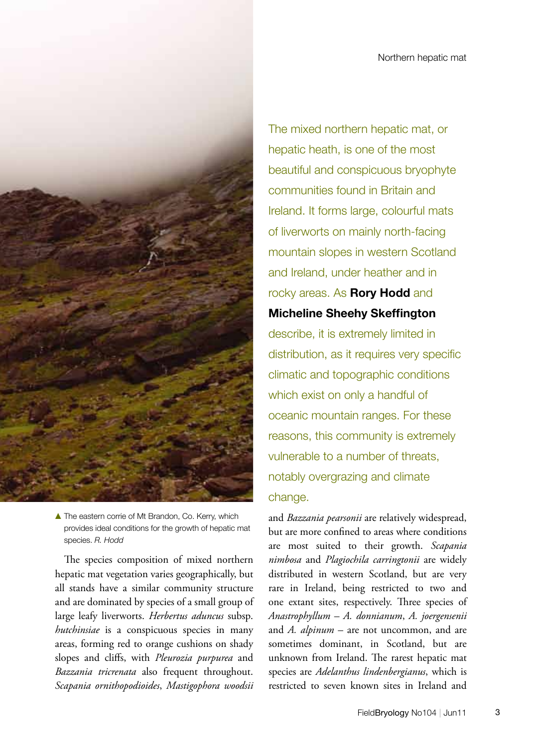The mixed northern hepatic mat, or hepatic heath, is one of the most beautiful and conspicuous bryophyte communities found in Britain and Ireland. It forms large, colourful mats of liverworts on mainly north-facing mountain slopes in western Scotland and Ireland, under heather and in rocky areas. As **Rory Hodd** and **Micheline Sheehy Skeffington** describe, it is extremely limited in distribution, as it requires very specific climatic and topographic conditions which exist on only a handful of oceanic mountain ranges. For these reasons, this community is extremely vulnerable to a number of threats, notably overgrazing and climate change.

▲ The eastern corrie of Mt Brandon, Co. Kerry, which provides ideal conditions for the growth of hepatic mat species. *R. Hodd*

The species composition of mixed northern hepatic mat vegetation varies geographically, but all stands have a similar community structure and are dominated by species of a small group of large leafy liverworts. *Herbertus aduncus* subsp. *hutchinsiae* is a conspicuous species in many areas, forming red to orange cushions on shady slopes and cliffs, with *Pleurozia purpurea* and *Bazzania tricrenata* also frequent throughout. *Scapania ornithopodioides*, *Mastigophora woodsii* and *Bazzania pearsonii* are relatively widespread, but are more confined to areas where conditions are most suited to their growth. *Scapania nimbosa* and *Plagiochila carringtonii* are widely distributed in western Scotland, but are very rare in Ireland, being restricted to two and one extant sites, respectively. Three species of *Anastrophyllum* – *A. donnianum*, *A. joergensenii* and *A. alpinum* – are not uncommon, and are sometimes dominant, in Scotland, but are unknown from Ireland. The rarest hepatic mat species are *Adelanthus lindenbergianus*, which is restricted to seven known sites in Ireland and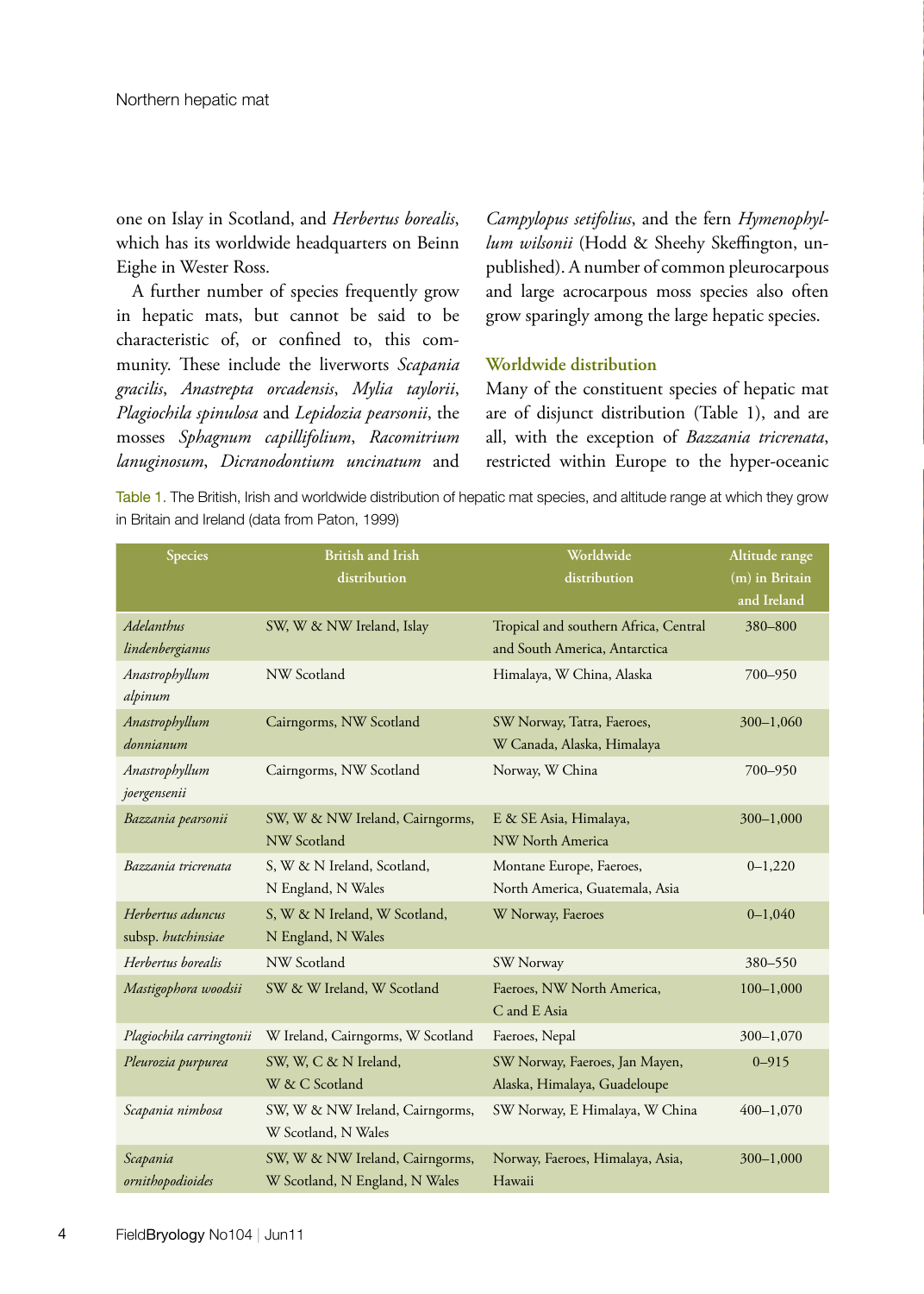one on Islay in Scotland, and *Herbertus borealis*, which has its worldwide headquarters on Beinn Eighe in Wester Ross.

A further number of species frequently grow in hepatic mats, but cannot be said to be characteristic of, or confined to, this community. These include the liverworts *Scapania gracilis*, *Anastrepta orcadensis*, *Mylia taylorii*, *Plagiochila spinulosa* and *Lepidozia pearsonii*, the mosses *Sphagnum capillifolium*, *Racomitrium lanuginosum*, *Dicranodontium uncinatum* and *Campylopus setifolius*, and the fern *Hymenophyllum wilsonii* (Hodd & Sheehy Skeffington, unpublished). A number of common pleurocarpous and large acrocarpous moss species also often grow sparingly among the large hepatic species.

## Worldwide distribution

Many of the constituent species of hepatic mat are of disjunct distribution (Table 1), and are all, with the exception of *Bazzania tricrenata*, restricted within Europe to the hyper-oceanic

Table 1. The British, Irish and worldwide distribution of hepatic mat species, and altitude range at which they grow in Britain and Ireland (data from Paton, 1999)

| Species | British and Irish distribution | Worldwide distribution | Altitude range (m) in Britain and Ireland |
|---|---|---|---|
| *Adelanthus lindenbergianus* | SW, W & NW Ireland, Islay | Tropical and southern Africa, Central and South America, Antarctica | 380–800 |
| *Anastrophyllum alpinum* | NW Scotland | Himalaya, W China, Alaska | 700–950 |
| *Anastrophyllum donnianum* | Cairngorms, NW Scotland | SW Norway, Tatra, Faeroes, W Canada, Alaska, Himalaya | 300–1,060 |
| *Anastrophyllum joergensenii* | Cairngorms, NW Scotland | Norway, W China | 700–950 |
| *Bazzania pearsonii* | SW, W & NW Ireland, Cairngorms, NW Scotland | E & SE Asia, Himalaya, NW North America | 300–1,000 |
| *Bazzania tricrenata* | S, W & N Ireland, Scotland, N England, N Wales | Montane Europe, Faeroes, North America, Guatemala, Asia | 0–1,220 |
| *Herbertus aduncus* subsp. *hutchinsiae* | S, W & N Ireland, W Scotland, N England, N Wales | W Norway, Faeroes | 0–1,040 |
| *Herbertus borealis* | NW Scotland | SW Norway | 380–550 |
| *Mastigophora woodsii* | SW & W Ireland, W Scotland | Faeroes, NW North America, C and E Asia | 100–1,000 |
| *Plagiochila carringtonii* | W Ireland, Cairngorms, W Scotland | Faeroes, Nepal | 300–1,070 |
| *Pleurozia purpurea* | SW, W, C & N Ireland, W & C Scotland | SW Norway, Faeroes, Jan Mayen, Alaska, Himalaya, Guadeloupe | 0–915 |
| *Scapania nimbosa* | SW, W & NW Ireland, Cairngorms, W Scotland, N Wales | SW Norway, E Himalaya, W China | 400–1,070 |
| *Scapania ornithopodioides* | SW, W & NW Ireland, Cairngorms, W Scotland, N England, N Wales | Norway, Faeroes, Himalaya, Asia, Hawaii | 300–1,000 |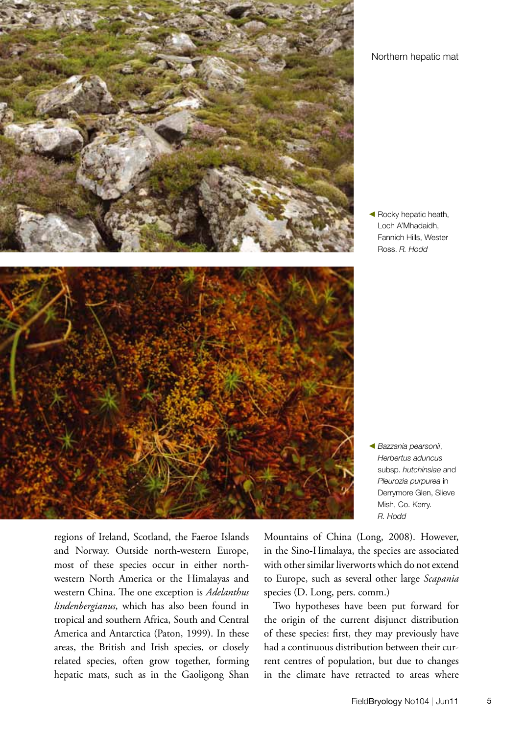Northern hepatic mat

Rocky hepatic heath, Loch A'Mhadaidh, Fannich Hills, Wester Ross. *R. Hodd*

*Bazzania pearsonii*, *Herbertus aduncus* subsp. *hutchinsiae* and *Pleurozia purpurea* in Derrymore Glen, Slieve Mish, Co. Kerry. *R. Hodd*

regions of Ireland, Scotland, the Faeroe Islands and Norway. Outside north-western Europe, most of these species occur in either north-western North America or the Himalayas and western China. The one exception is *Adelanthus lindenbergianus*, which has also been found in tropical and southern Africa, South and Central America and Antarctica (Paton, 1999). In these areas, the British and Irish species, or closely related species, often grow together, forming hepatic mats, such as in the Gaoligong Shan Mountains of China (Long, 2008). However, in the Sino-Himalaya, the species are associated with other similar liverworts which do not extend to Europe, such as several other large *Scapania* species (D. Long, pers. comm.)

Two hypotheses have been put forward for the origin of the current disjunct distribution of these species: first, they may previously have had a continuous distribution between their current centres of population, but due to changes in the climate have retracted to areas where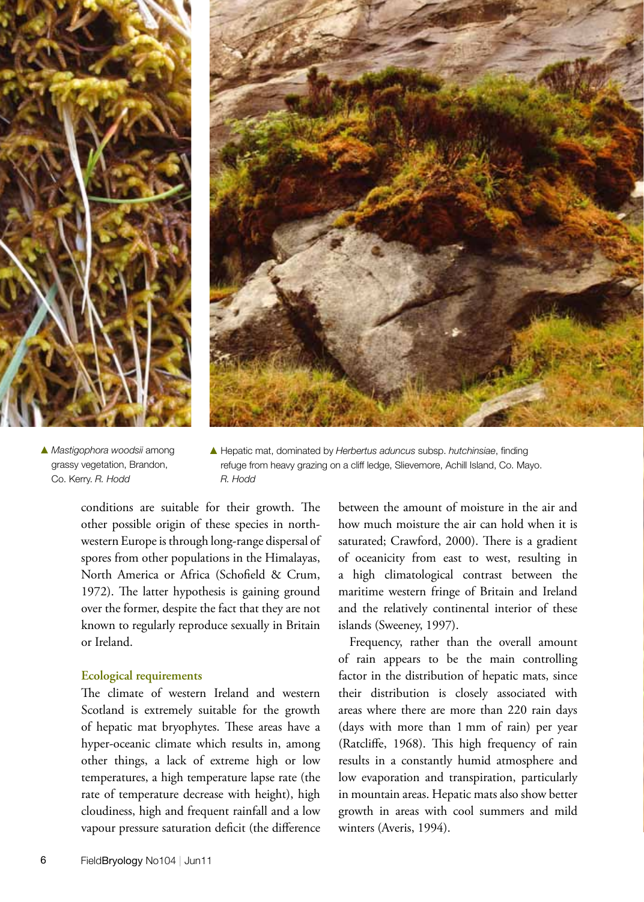▲ *Mastigophora woodsii* among grassy vegetation, Brandon, Co. Kerry. *R. Hodd*

▲ Hepatic mat, dominated by *Herbertus aduncus* subsp. *hutchinsiae*, finding refuge from heavy grazing on a cliff ledge, Slievemore, Achill Island, Co. Mayo. *R. Hodd*

conditions are suitable for their growth. The other possible origin of these species in north-western Europe is through long-range dispersal of spores from other populations in the Himalayas, North America or Africa (Schofield & Crum, 1972). The latter hypothesis is gaining ground over the former, despite the fact that they are not known to regularly reproduce sexually in Britain or Ireland.

### Ecological requirements

The climate of western Ireland and western Scotland is extremely suitable for the growth of hepatic mat bryophytes. These areas have a hyper-oceanic climate which results in, among other things, a lack of extreme high or low temperatures, a high temperature lapse rate (the rate of temperature decrease with height), high cloudiness, high and frequent rainfall and a low vapour pressure saturation deficit (the difference between the amount of moisture in the air and how much moisture the air can hold when it is saturated; Crawford, 2000). There is a gradient of oceanicity from east to west, resulting in a high climatological contrast between the maritime western fringe of Britain and Ireland and the relatively continental interior of these islands (Sweeney, 1997).

Frequency, rather than the overall amount of rain appears to be the main controlling factor in the distribution of hepatic mats, since their distribution is closely associated with areas where there are more than 220 rain days (days with more than 1 mm of rain) per year (Ratcliffe, 1968). This high frequency of rain results in a constantly humid atmosphere and low evaporation and transpiration, particularly in mountain areas. Hepatic mats also show better growth in areas with cool summers and mild winters (Averis, 1994).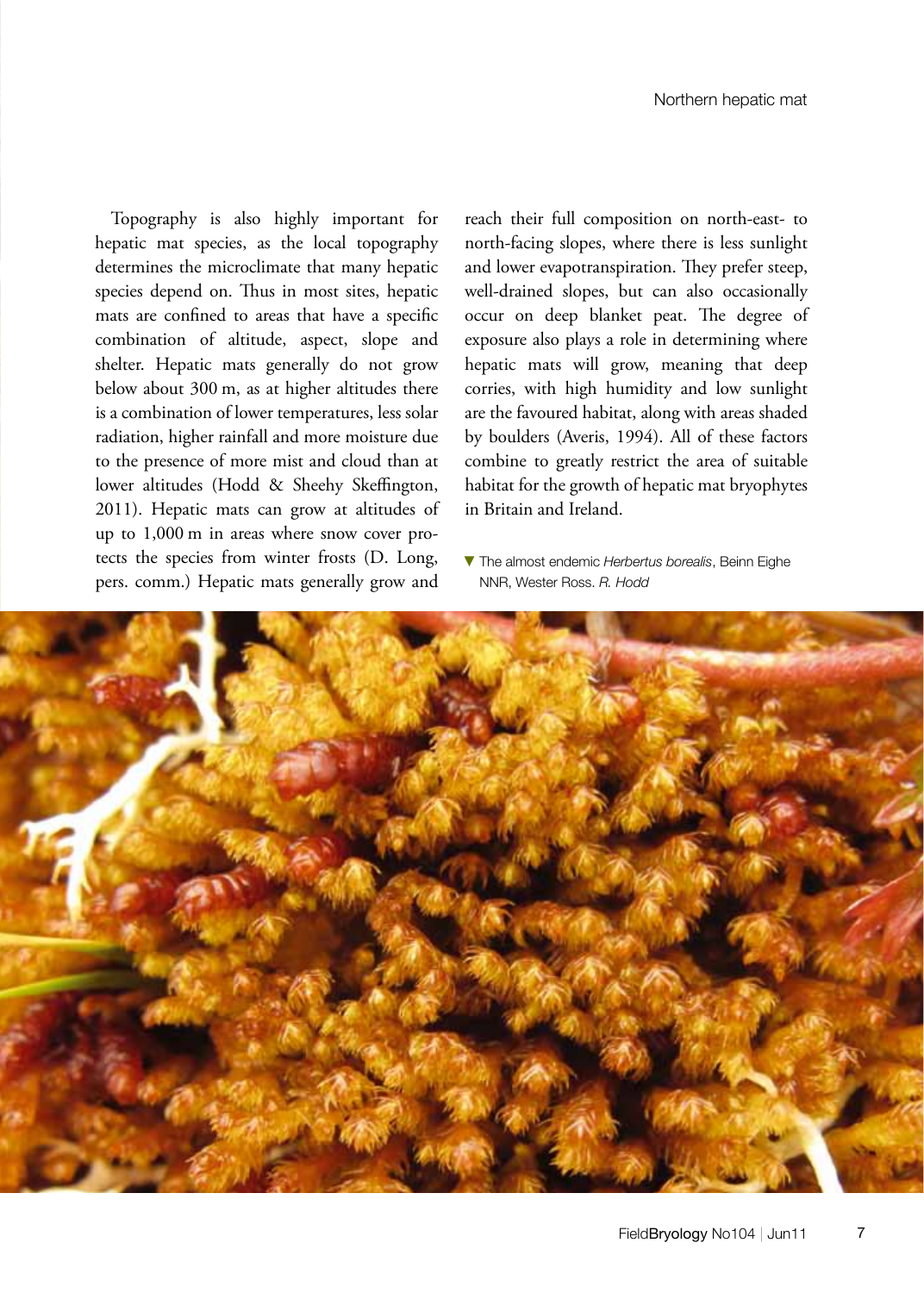Topography is also highly important for hepatic mat species, as the local topography determines the microclimate that many hepatic species depend on. Thus in most sites, hepatic mats are confined to areas that have a specific combination of altitude, aspect, slope and shelter. Hepatic mats generally do not grow below about 300 m, as at higher altitudes there is a combination of lower temperatures, less solar radiation, higher rainfall and more moisture due to the presence of more mist and cloud than at lower altitudes (Hodd & Sheehy Skeffington, 2011). Hepatic mats can grow at altitudes of up to 1,000 m in areas where snow cover protects the species from winter frosts (D. Long, pers. comm.) Hepatic mats generally grow and reach their full composition on north-east- to north-facing slopes, where there is less sunlight and lower evapotranspiration. They prefer steep, well-drained slopes, but can also occasionally occur on deep blanket peat. The degree of exposure also plays a role in determining where hepatic mats will grow, meaning that deep corries, with high humidity and low sunlight are the favoured habitat, along with areas shaded by boulders (Averis, 1994). All of these factors combine to greatly restrict the area of suitable habitat for the growth of hepatic mat bryophytes in Britain and Ireland.

▼ The almost endemic *Herbertus borealis*, Beinn Eighe NNR, Wester Ross. *R. Hodd*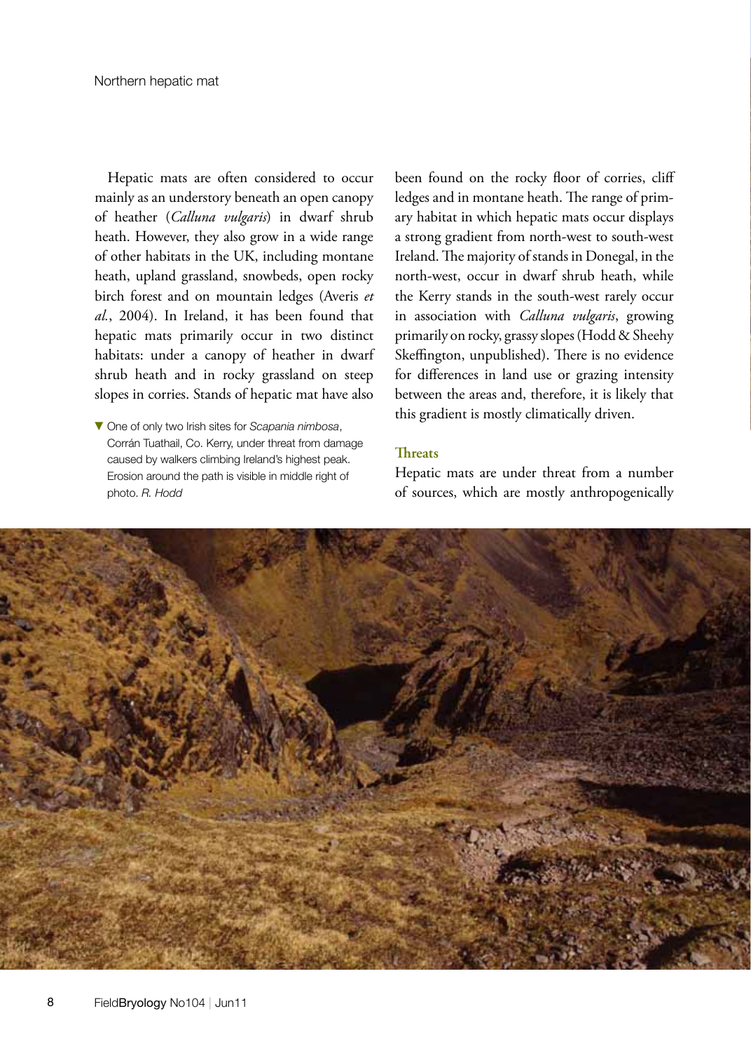Hepatic mats are often considered to occur mainly as an understory beneath an open canopy of heather (*Calluna vulgaris*) in dwarf shrub heath. However, they also grow in a wide range of other habitats in the UK, including montane heath, upland grassland, snowbeds, open rocky birch forest and on mountain ledges (Averis *et al.*, 2004). In Ireland, it has been found that hepatic mats primarily occur in two distinct habitats: under a canopy of heather in dwarf shrub heath and in rocky grassland on steep slopes in corries. Stands of hepatic mat have also been found on the rocky floor of corries, cliff ledges and in montane heath. The range of primary habitat in which hepatic mats occur displays a strong gradient from north-west to south-west Ireland. The majority of stands in Donegal, in the north-west, occur in dwarf shrub heath, while the Kerry stands in the south-west rarely occur in association with *Calluna vulgaris*, growing primarily on rocky, grassy slopes (Hodd & Sheehy Skeffington, unpublished). There is no evidence for differences in land use or grazing intensity between the areas and, therefore, it is likely that this gradient is mostly climatically driven.

▼ One of only two Irish sites for *Scapania nimbosa*, Corrán Tuathail, Co. Kerry, under threat from damage caused by walkers climbing Ireland's highest peak. Erosion around the path is visible in middle right of photo. *R. Hodd*

## Threats

Hepatic mats are under threat from a number of sources, which are mostly anthropogenically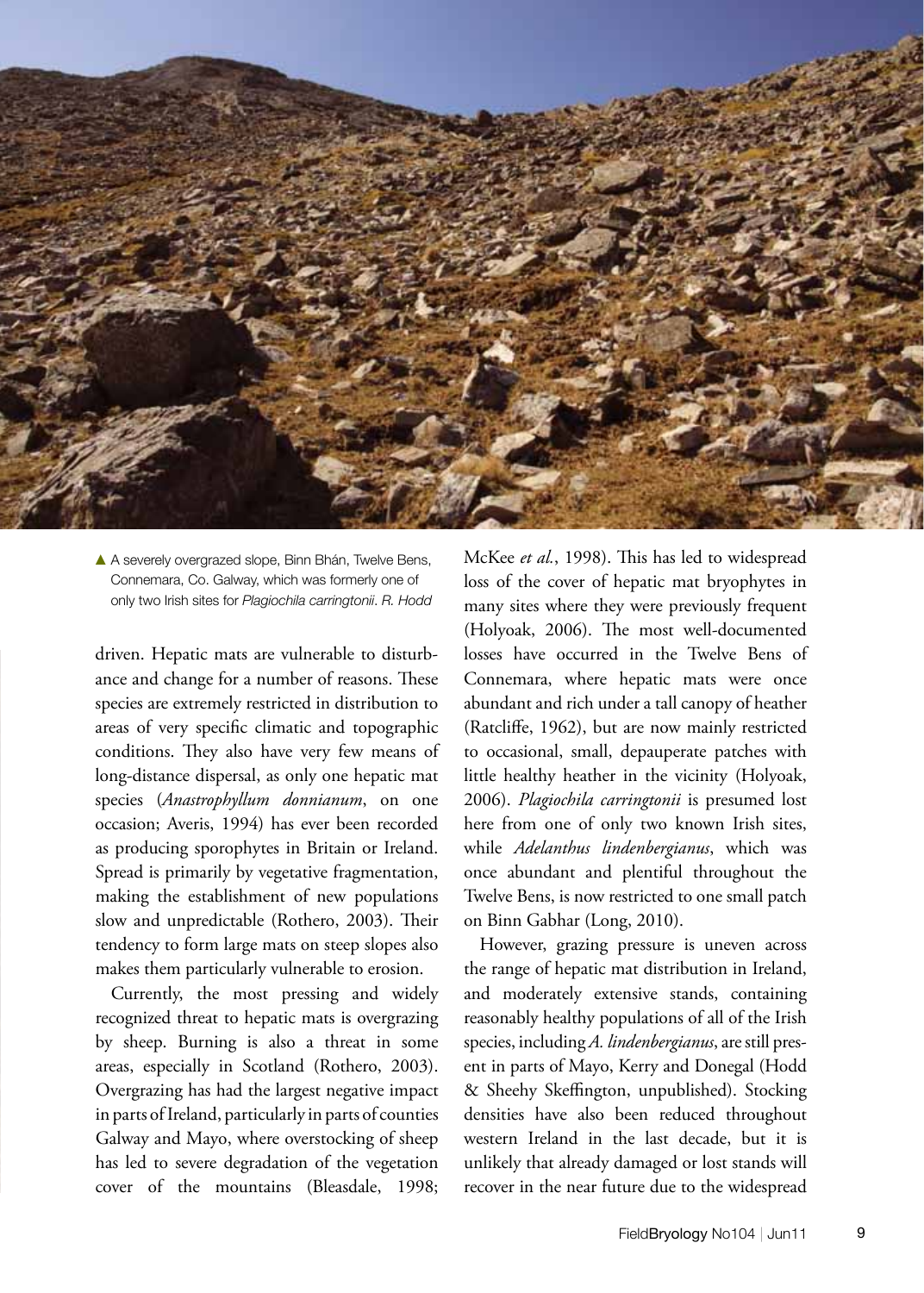▲ A severely overgrazed slope, Binn Bhán, Twelve Bens, Connemara, Co. Galway, which was formerly one of only two Irish sites for *Plagiochila carringtonii*. *R. Hodd*

driven. Hepatic mats are vulnerable to disturbance and change for a number of reasons. These species are extremely restricted in distribution to areas of very specific climatic and topographic conditions. They also have very few means of long-distance dispersal, as only one hepatic mat species (*Anastrophyllum donnianum*, on one occasion; Averis, 1994) has ever been recorded as producing sporophytes in Britain or Ireland. Spread is primarily by vegetative fragmentation, making the establishment of new populations slow and unpredictable (Rothero, 2003). Their tendency to form large mats on steep slopes also makes them particularly vulnerable to erosion.

Currently, the most pressing and widely recognized threat to hepatic mats is overgrazing by sheep. Burning is also a threat in some areas, especially in Scotland (Rothero, 2003). Overgrazing has had the largest negative impact in parts of Ireland, particularly in parts of counties Galway and Mayo, where overstocking of sheep has led to severe degradation of the vegetation cover of the mountains (Bleasdale, 1998; McKee *et al.*, 1998). This has led to widespread loss of the cover of hepatic mat bryophytes in many sites where they were previously frequent (Holyoak, 2006). The most well-documented losses have occurred in the Twelve Bens of Connemara, where hepatic mats were once abundant and rich under a tall canopy of heather (Ratcliffe, 1962), but are now mainly restricted to occasional, small, depauperate patches with little healthy heather in the vicinity (Holyoak, 2006). *Plagiochila carringtonii* is presumed lost here from one of only two known Irish sites, while *Adelanthus lindenbergianus*, which was once abundant and plentiful throughout the Twelve Bens, is now restricted to one small patch on Binn Gabhar (Long, 2010).

However, grazing pressure is uneven across the range of hepatic mat distribution in Ireland, and moderately extensive stands, containing reasonably healthy populations of all of the Irish species, including *A. lindenbergianus*, are still present in parts of Mayo, Kerry and Donegal (Hodd & Sheehy Skeffington, unpublished). Stocking densities have also been reduced throughout western Ireland in the last decade, but it is unlikely that already damaged or lost stands will recover in the near future due to the widespread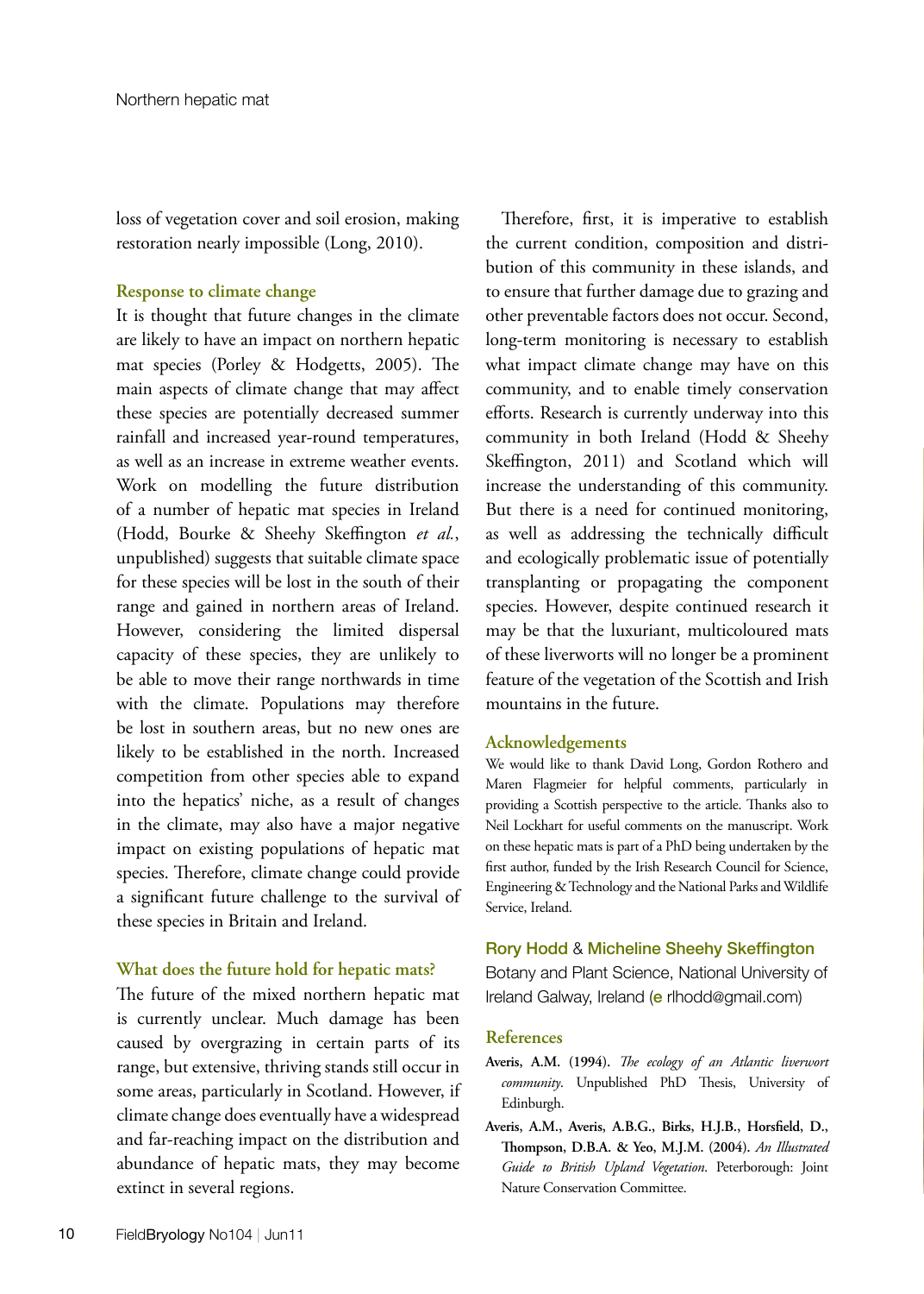loss of vegetation cover and soil erosion, making restoration nearly impossible (Long, 2010).

### Response to climate change

It is thought that future changes in the climate are likely to have an impact on northern hepatic mat species (Porley & Hodgetts, 2005). The main aspects of climate change that may affect these species are potentially decreased summer rainfall and increased year-round temperatures, as well as an increase in extreme weather events. Work on modelling the future distribution of a number of hepatic mat species in Ireland (Hodd, Bourke & Sheehy Skeffington *et al.*, unpublished) suggests that suitable climate space for these species will be lost in the south of their range and gained in northern areas of Ireland. However, considering the limited dispersal capacity of these species, they are unlikely to be able to move their range northwards in time with the climate. Populations may therefore be lost in southern areas, but no new ones are likely to be established in the north. Increased competition from other species able to expand into the hepatics' niche, as a result of changes in the climate, may also have a major negative impact on existing populations of hepatic mat species. Therefore, climate change could provide a significant future challenge to the survival of these species in Britain and Ireland.

### What does the future hold for hepatic mats?

The future of the mixed northern hepatic mat is currently unclear. Much damage has been caused by overgrazing in certain parts of its range, but extensive, thriving stands still occur in some areas, particularly in Scotland. However, if climate change does eventually have a widespread and far-reaching impact on the distribution and abundance of hepatic mats, they may become extinct in several regions.

Therefore, first, it is imperative to establish the current condition, composition and distribution of this community in these islands, and to ensure that further damage due to grazing and other preventable factors does not occur. Second, long-term monitoring is necessary to establish what impact climate change may have on this community, and to enable timely conservation efforts. Research is currently underway into this community in both Ireland (Hodd & Sheehy Skeffington, 2011) and Scotland which will increase the understanding of this community. But there is a need for continued monitoring, as well as addressing the technically difficult and ecologically problematic issue of potentially transplanting or propagating the component species. However, despite continued research it may be that the luxuriant, multicoloured mats of these liverworts will no longer be a prominent feature of the vegetation of the Scottish and Irish mountains in the future.

### Acknowledgements

We would like to thank David Long, Gordon Rothero and Maren Flagmeier for helpful comments, particularly in providing a Scottish perspective to the article. Thanks also to Neil Lockhart for useful comments on the manuscript. Work on these hepatic mats is part of a PhD being undertaken by the first author, funded by the Irish Research Council for Science, Engineering & Technology and the National Parks and Wildlife Service, Ireland.

**Rory Hodd** & **Micheline Sheehy Skeffington**
Botany and Plant Science, National University of Ireland Galway, Ireland (e rlhodd@gmail.com)

### References

**Averis, A.M. (1994).** *The ecology of an Atlantic liverwort community*. Unpublished PhD Thesis, University of Edinburgh.

**Averis, A.M., Averis, A.B.G., Birks, H.J.B., Horsfield, D., Thompson, D.B.A. & Yeo, M.J.M. (2004).** *An Illustrated Guide to British Upland Vegetation*. Peterborough: Joint Nature Conservation Committee.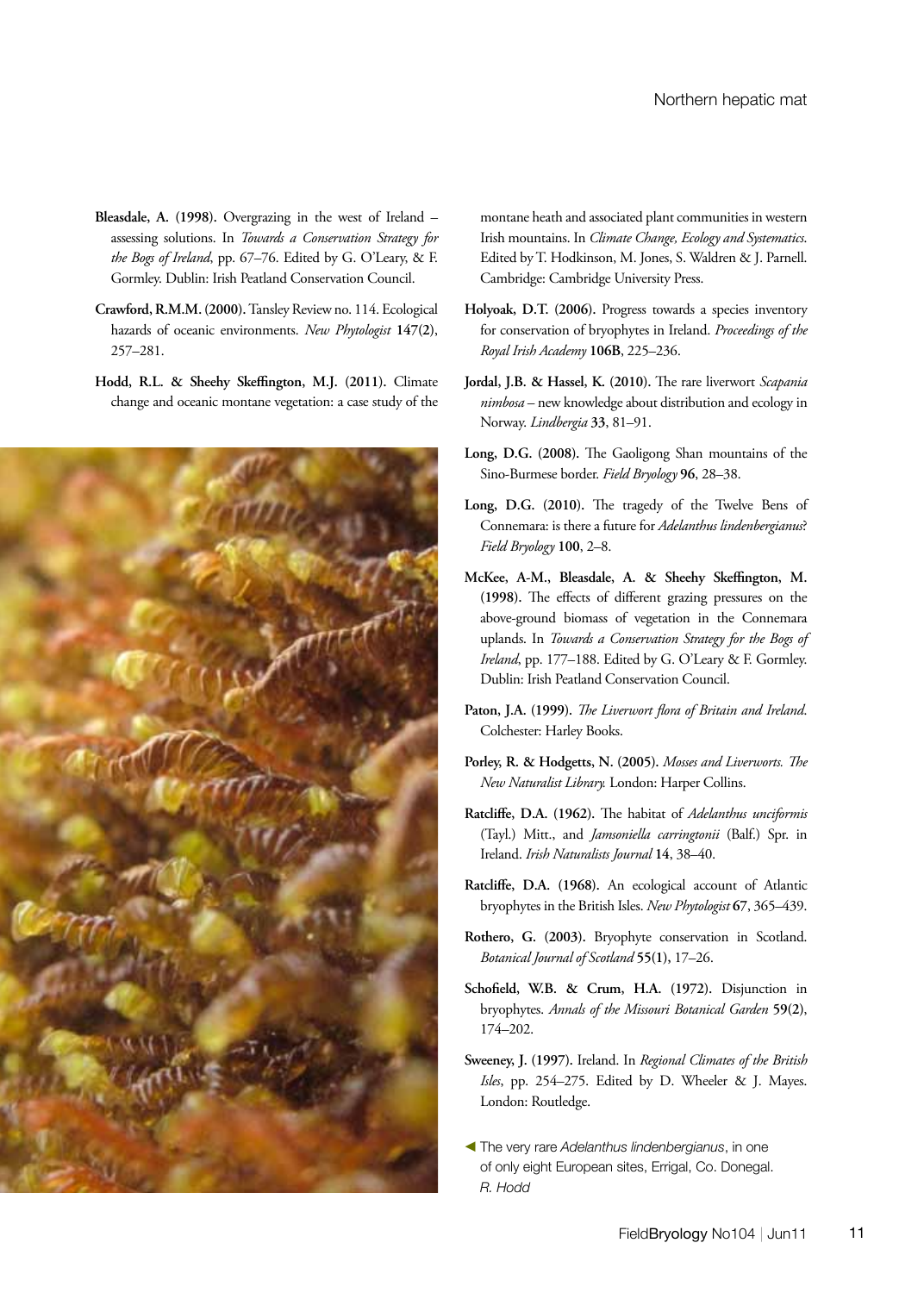**Bleasdale, A. (1998).** Overgrazing in the west of Ireland – assessing solutions. In *Towards a Conservation Strategy for the Bogs of Ireland*, pp. 67–76. Edited by G. O'Leary, & F. Gormley. Dublin: Irish Peatland Conservation Council.

**Crawford, R.M.M. (2000).** Tansley Review no. 114. Ecological hazards of oceanic environments. *New Phytologist* **147(2)**, 257–281.

**Hodd, R.L. & Sheehy Skeffington, M.J. (2011).** Climate change and oceanic montane vegetation: a case study of the montane heath and associated plant communities in western Irish mountains. In *Climate Change, Ecology and Systematics*. Edited by T. Hodkinson, M. Jones, S. Waldren & J. Parnell. Cambridge: Cambridge University Press.

**Holyoak, D.T. (2006).** Progress towards a species inventory for conservation of bryophytes in Ireland. *Proceedings of the Royal Irish Academy* **106B**, 225–236.

**Jordal, J.B. & Hassel, K. (2010).** The rare liverwort *Scapania nimbosa* – new knowledge about distribution and ecology in Norway. *Lindbergia* **33**, 81–91.

**Long, D.G. (2008).** The Gaoligong Shan mountains of the Sino-Burmese border. *Field Bryology* **96**, 28–38.

**Long, D.G. (2010).** The tragedy of the Twelve Bens of Connemara: is there a future for *Adelanthus lindenbergianus*? *Field Bryology* **100**, 2–8.

**McKee, A-M., Bleasdale, A. & Sheehy Skeffington, M. (1998).** The effects of different grazing pressures on the above-ground biomass of vegetation in the Connemara uplands. In *Towards a Conservation Strategy for the Bogs of Ireland*, pp. 177–188. Edited by G. O'Leary & F. Gormley. Dublin: Irish Peatland Conservation Council.

**Paton, J.A. (1999).** *The Liverwort flora of Britain and Ireland*. Colchester: Harley Books.

**Porley, R. & Hodgetts, N. (2005).** *Mosses and Liverworts. The New Naturalist Library.* London: Harper Collins.

**Ratcliffe, D.A. (1962).** The habitat of *Adelanthus unciformis* (Tayl.) Mitt., and *Jamsoniella carringtonii* (Balf.) Spr. in Ireland. *Irish Naturalists Journal* **14**, 38–40.

**Ratcliffe, D.A. (1968).** An ecological account of Atlantic bryophytes in the British Isles. *New Phytologist* **67**, 365–439.

**Rothero, G. (2003).** Bryophyte conservation in Scotland. *Botanical Journal of Scotland* **55(1)**, 17–26.

**Schofield, W.B. & Crum, H.A. (1972).** Disjunction in bryophytes. *Annals of the Missouri Botanical Garden* **59(2)**, 174–202.

**Sweeney, J. (1997).** Ireland. In *Regional Climates of the British Isles*, pp. 254–275. Edited by D. Wheeler & J. Mayes. London: Routledge.

◀ The very rare *Adelanthus lindenbergianus*, in one of only eight European sites, Errigal, Co. Donegal. *R. Hodd*